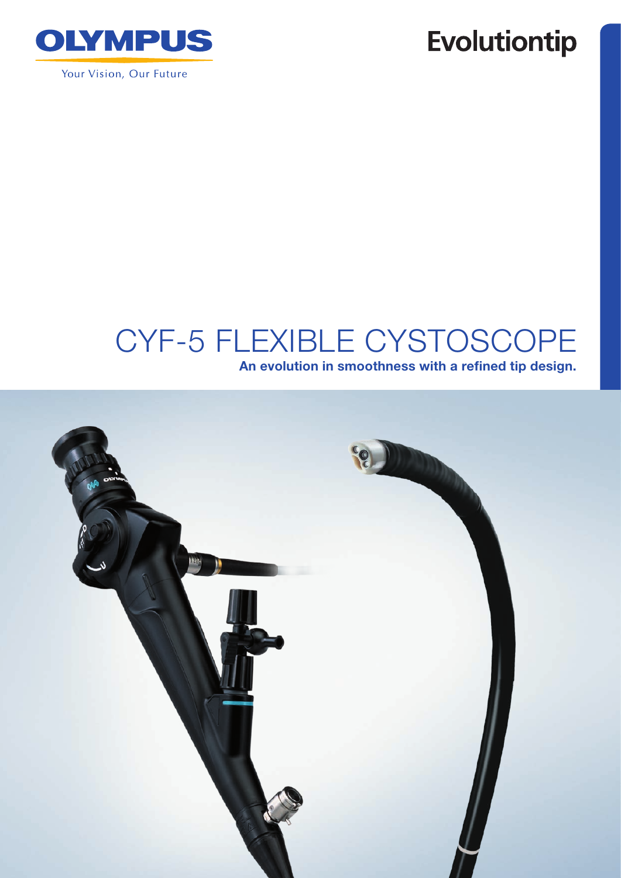OLYMPUS

Your Vision, Our Future

# Evolutiontip

# CYF-5 FLEXIBLE CYSTOSCOPE

**An evolution in smoothness with a refined tip design.**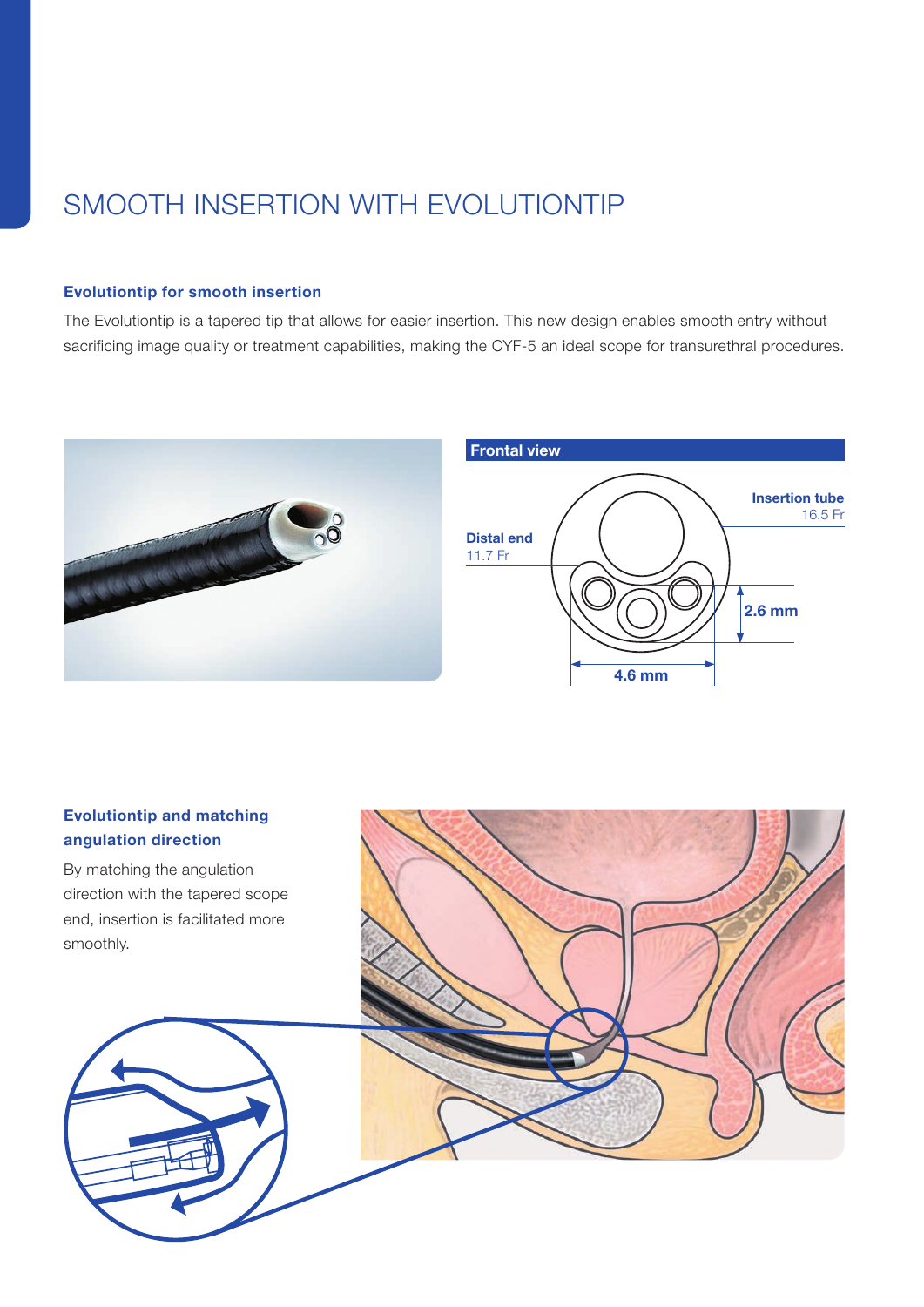# SMOOTH INSERTION WITH EVOLUTIONTIP

### Evolutiontip for smooth insertion

The Evolutiontip is a tapered tip that allows for easier insertion. This new design enables smooth entry without sacrificing image quality or treatment capabilities, making the CYF-5 an ideal scope for transurethral procedures.

**Frontal view**

**Insertion tube** 16.5 Fr

**Distal end** 11.7 Fr

**2.6 mm**

**4.6 mm**

### Evolutiontip and matching angulation direction

By matching the angulation direction with the tapered scope end, insertion is facilitated more smoothly.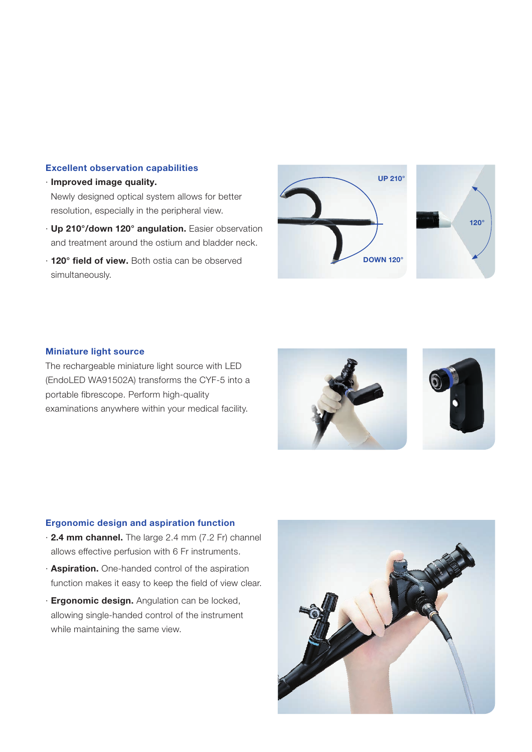## Excellent observation capabilities

- **Improved image quality.** Newly designed optical system allows for better resolution, especially in the peripheral view.
- **Up 210°/down 120° angulation.** Easier observation and treatment around the ostium and bladder neck.
- **120° field of view.** Both ostia can be observed simultaneously.

## Miniature light source

The rechargeable miniature light source with LED (EndoLED WA91502A) transforms the CYF-5 into a portable fibrescope. Perform high-quality examinations anywhere within your medical facility.

## Ergonomic design and aspiration function

- **2.4 mm channel.** The large 2.4 mm (7.2 Fr) channel allows effective perfusion with 6 Fr instruments.
- **Aspiration.** One-handed control of the aspiration function makes it easy to keep the field of view clear.
- **Ergonomic design.** Angulation can be locked, allowing single-handed control of the instrument while maintaining the same view.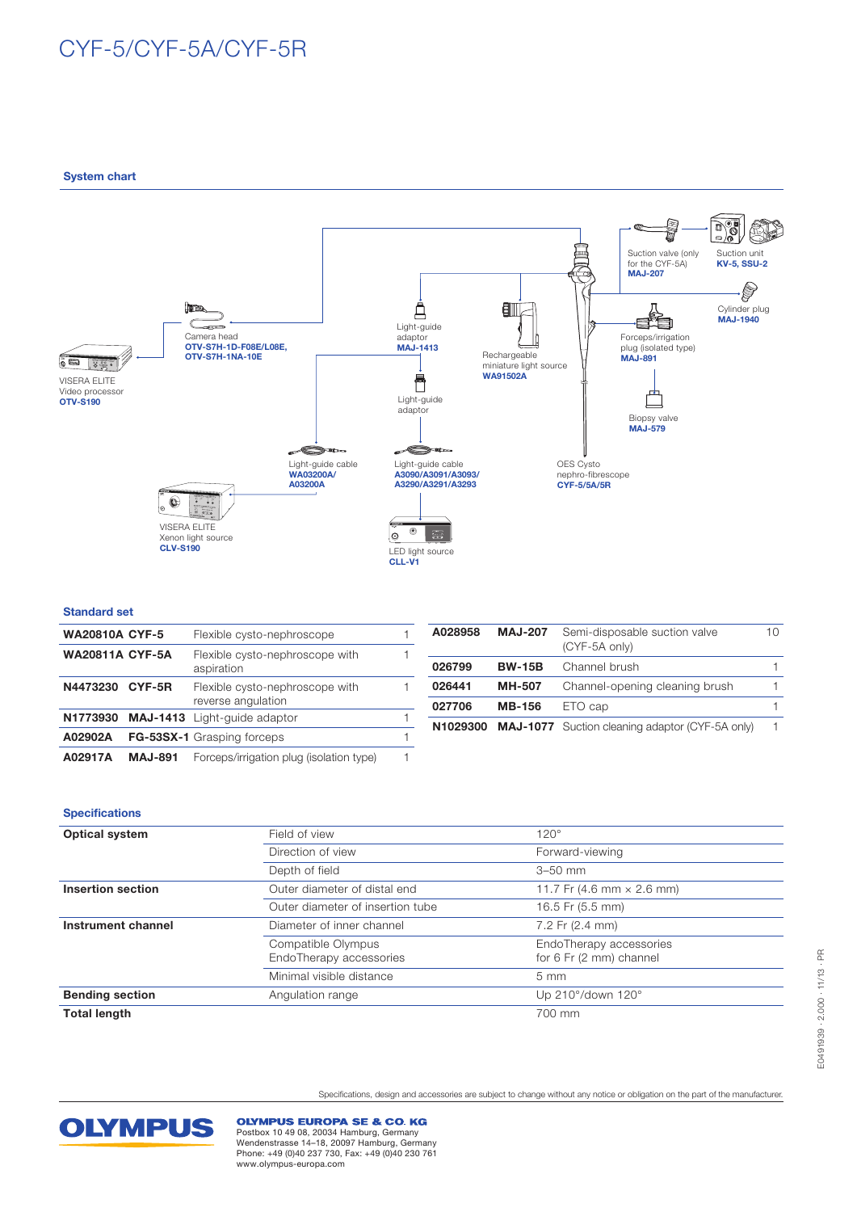# CYF-5/CYF-5A/CYF-5R

## System chart

Suction valve (only for the CYF-5A)
**MAJ-207**

Suction unit
**KV-5, SSU-2**

Cylinder plug
**MAJ-1940**

Camera head
**OTV-S7H-1D-F08E/L08E, OTV-S7H-1NA-10E**

VISERA ELITE
Video processor
**OTV-S190**

Light-guide adaptor
**MAJ-1413**

Rechargeable miniature light source
**WA91502A**

Forceps/irrigation plug (isolated type)
**MAJ-891**

Light-guide adaptor

Biopsy valve
**MAJ-579**

Light-guide cable
**WA03200A/ A03200A**

Light-guide cable
**A3090/A3091/A3093/ A3290/A3291/A3293**

OES Cysto nephro-fibrescope
**CYF-5/5A/5R**

VISERA ELITE
Xenon light source
**CLV-S190**

LED light source
**CLL-V1**

## Standard set

| | | | |
|---|---|---|---|
| **WA20810A** | **CYF-5** | Flexible cysto-nephroscope | 1 |
| **WA20811A** | **CYF-5A** | Flexible cysto-nephroscope with aspiration | 1 |
| **N4473230** | **CYF-5R** | Flexible cysto-nephroscope with reverse angulation | 1 |
| **N1773930** | **MAJ-1413** | Light-guide adaptor | 1 |
| **A02902A** | **FG-53SX-1** | Grasping forceps | 1 |
| **A02917A** | **MAJ-891** | Forceps/irrigation plug (isolation type) | 1 |
| **A028958** | **MAJ-207** | Semi-disposable suction valve (CYF-5A only) | 10 |
| **026799** | **BW-15B** | Channel brush | 1 |
| **026441** | **MH-507** | Channel-opening cleaning brush | 1 |
| **027706** | **MB-156** | ETO cap | 1 |
| **N1029300** | **MAJ-1077** | Suction cleaning adaptor (CYF-5A only) | 1 |

## Specifications

| | | |
|---|---|---|
| **Optical system** | Field of view | 120° |
| | Direction of view | Forward-viewing |
| | Depth of field | 3–50 mm |
| **Insertion section** | Outer diameter of distal end | 11.7 Fr (4.6 mm × 2.6 mm) |
| | Outer diameter of insertion tube | 16.5 Fr (5.5 mm) |
| **Instrument channel** | Diameter of inner channel | 7.2 Fr (2.4 mm) |
| | Compatible Olympus EndoTherapy accessories | EndoTherapy accessories for 6 Fr (2 mm) channel |
| | Minimal visible distance | 5 mm |
| **Bending section** | Angulation range | Up 210°/down 120° |
| **Total length** | | 700 mm |

Specifications, design and accessories are subject to change without any notice or obligation on the part of the manufacturer.

E0491939 · 2.000 · 11/13 · PR

**OLYMPUS**

**OLYMPUS EUROPA SE & CO. KG**
Postbox 10 49 08, 20034 Hamburg, Germany
Wendenstrasse 14–18, 20097 Hamburg, Germany
Phone: +49 (0)40 237 730, Fax: +49 (0)40 230 761
www.olympus-europa.com